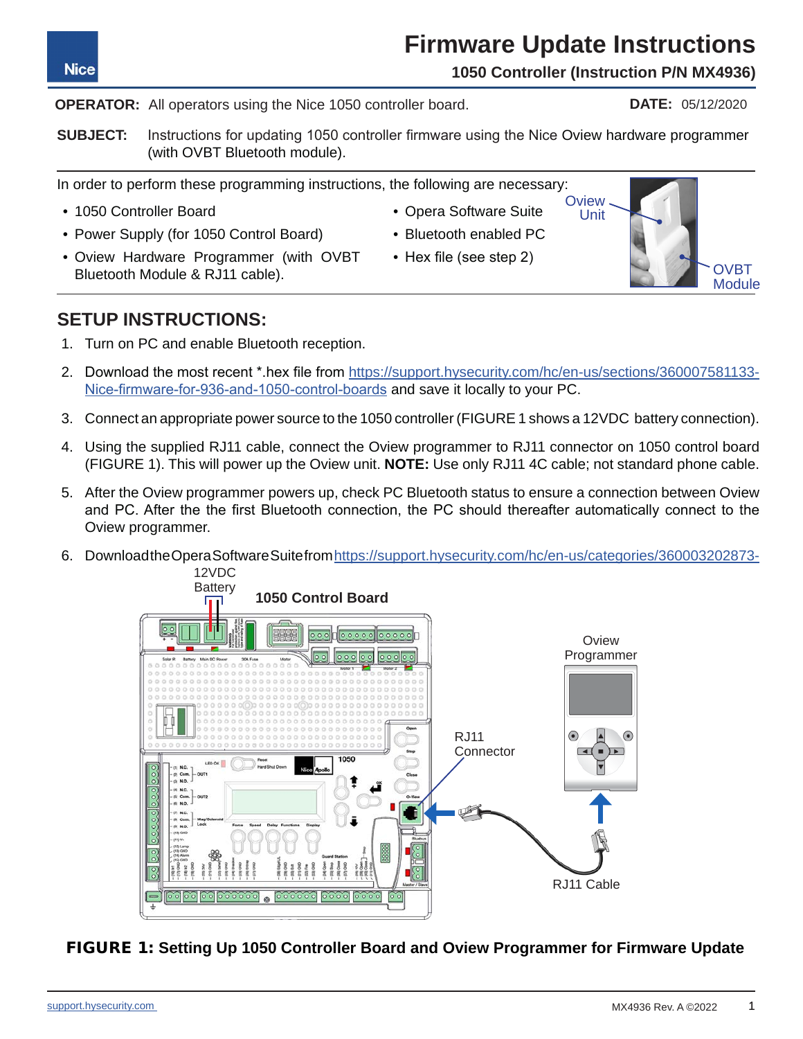# Firmware Update Instructions

**1050 Controller (Instruction P/N MX4936)**

**OPERATOR:** All operators using the Nice 1050 controller board. **DATE:** 05/12/2020

**SUBJECT:** Instructions for updating 1050 controller firmware using the Nice Oview hardware programmer (with OVBT Bluetooth module).

In order to perform these programming instructions, the following are necessary:

- 1050 Controller Board
- Power Supply (for 1050 Control Board)
- Oview Hardware Programmer (with OVBT Bluetooth Module & RJ11 cable).
- Opera Software Suite
- Bluetooth enabled PC
- Hex file (see step 2)

Oview Unit

OVBT Module

## SETUP INSTRUCTIONS:

1. Turn on PC and enable Bluetooth reception.
2. Download the most recent *.hex file from https://support.hysecurity.com/hc/en-us/sections/360007581133-Nice-firmware-for-936-and-1050-control-boards and save it locally to your PC.
3. Connect an appropriate power source to the 1050 controller (FIGURE 1 shows a 12VDC battery connection).
4. Using the supplied RJ11 cable, connect the Oview programmer to RJ11 connector on 1050 control board (FIGURE 1). This will power up the Oview unit. **NOTE:** Use only RJ11 4C cable; not standard phone cable.
5. After the Oview programmer powers up, check PC Bluetooth status to ensure a connection between Oview and PC. After the the first Bluetooth connection, the PC should thereafter automatically connect to the Oview programmer.
6. Download the Opera Software Suite from https://support.hysecurity.com/hc/en-us/categories/360003202873-

12VDC Battery

1050 Control Board

Oview Programmer

RJ11 Connector

RJ11 Cable

**FIGURE 1: Setting Up 1050 Controller Board and Oview Programmer for Firmware Update**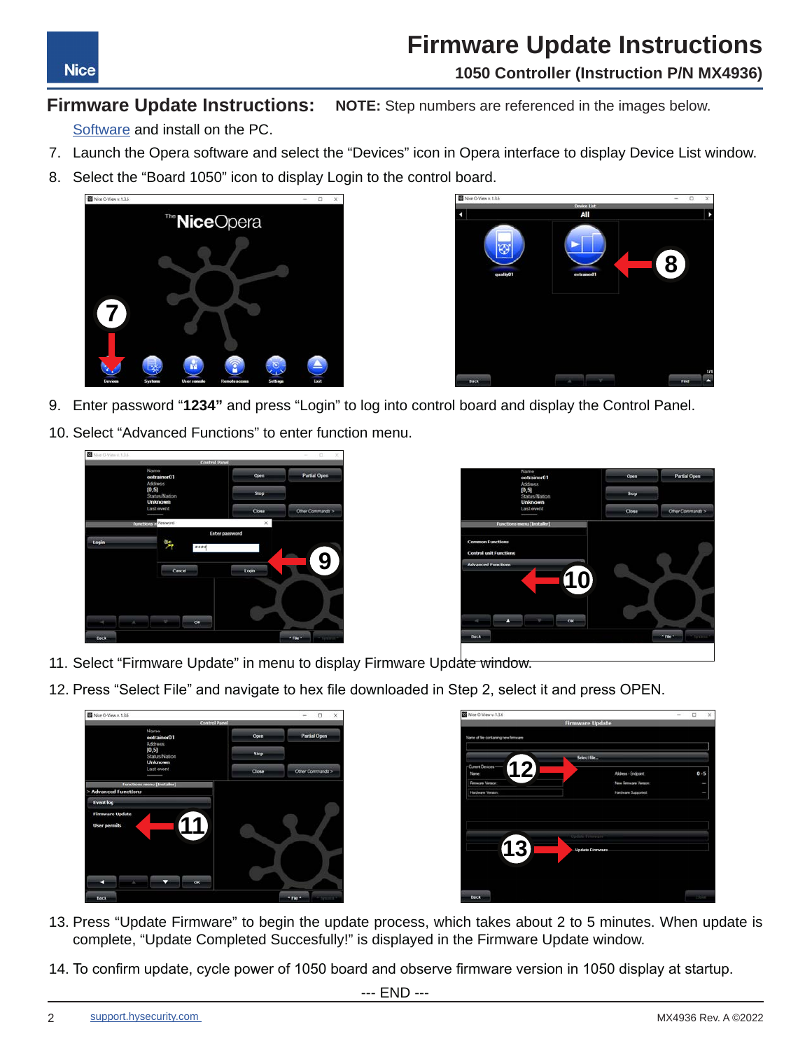## Firmware Update Instructions:

**NOTE:** Step numbers are referenced in the images below.

Software and install on the PC.

7. Launch the Opera software and select the “Devices” icon in Opera interface to display Device List window.
8. Select the “Board 1050” icon to display Login to the control board.
9. Enter password “**1234”** and press “Login” to log into control board and display the Control Panel.
10. Select “Advanced Functions” to enter function menu.
11. Select “Firmware Update” in menu to display Firmware Update window.
12. Press “Select File” and navigate to hex file downloaded in Step 2, select it and press OPEN.
13. Press “Update Firmware” to begin the update process, which takes about 2 to 5 minutes. When update is complete, “Update Completed Succesfully!” is displayed in the Firmware Update window.
14. To confirm update, cycle power of 1050 board and observe firmware version in 1050 display at startup.

--- END ---